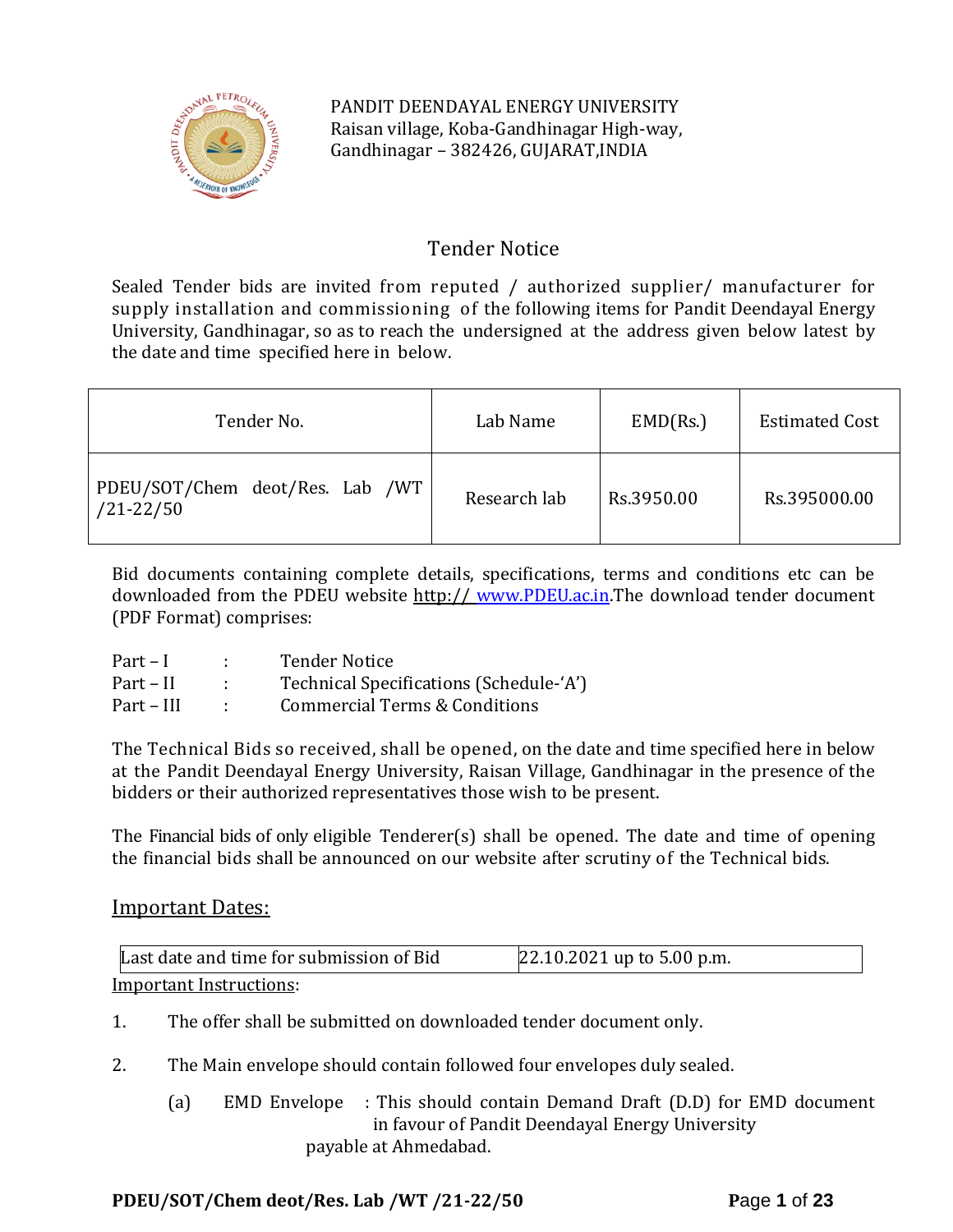PANDIT DEENDAYAL ENERGY UNIVERSITY
Raisan village, Koba-Gandhinagar High-way,
Gandhinagar – 382426, GUJARAT,INDIA

# Tender Notice

Sealed Tender bids are invited from reputed / authorized supplier/ manufacturer for supply installation and commissioning of the following items for Pandit Deendayal Energy University, Gandhinagar, so as to reach the undersigned at the address given below latest by the date and time specified here in below.

| Tender No. | Lab Name | EMD(Rs.) | Estimated Cost |
|---|---|---|---|
| PDEU/SOT/Chem deot/Res. Lab /WT /21-22/50 | Research lab | Rs.3950.00 | Rs.395000.00 |

Bid documents containing complete details, specifications, terms and conditions etc can be downloaded from the PDEU website http:// www.PDEU.ac.in.The download tender document (PDF Format) comprises:

Part – I : Tender Notice
Part – II : Technical Specifications (Schedule-'A')
Part – III : Commercial Terms & Conditions

The Technical Bids so received, shall be opened, on the date and time specified here in below at the Pandit Deendayal Energy University, Raisan Village, Gandhinagar in the presence of the bidders or their authorized representatives those wish to be present.

The Financial bids of only eligible Tenderer(s) shall be opened. The date and time of opening the financial bids shall be announced on our website after scrutiny of the Technical bids.

## Important Dates:

| Last date and time for submission of Bid | 22.10.2021 up to 5.00 p.m. |
|---|---|

Important Instructions:

1. The offer shall be submitted on downloaded tender document only.
2. The Main envelope should contain followed four envelopes duly sealed.
   (a) EMD Envelope : This should contain Demand Draft (D.D) for EMD document in favour of Pandit Deendayal Energy University payable at Ahmedabad.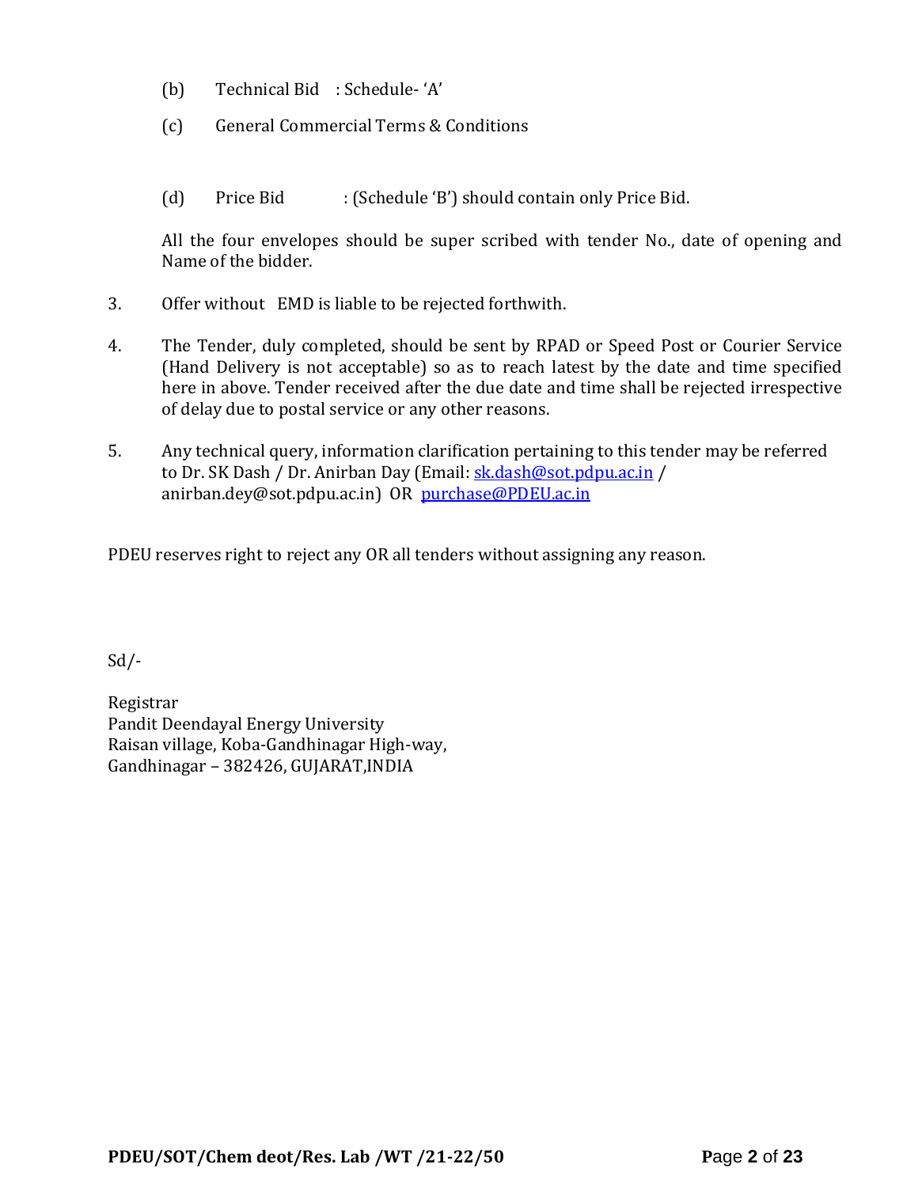(b) Technical Bid : Schedule- 'A'

(c) General Commercial Terms & Conditions

(d) Price Bid : (Schedule 'B') should contain only Price Bid.

All the four envelopes should be super scribed with tender No., date of opening and Name of the bidder.

3. Offer without EMD is liable to be rejected forthwith.

4. The Tender, duly completed, should be sent by RPAD or Speed Post or Courier Service (Hand Delivery is not acceptable) so as to reach latest by the date and time specified here in above. Tender received after the due date and time shall be rejected irrespective of delay due to postal service or any other reasons.

5. Any technical query, information clarification pertaining to this tender may be referred to Dr. SK Dash / Dr. Anirban Day (Email: sk.dash@sot.pdpu.ac.in / anirban.dey@sot.pdpu.ac.in) OR purchase@PDEU.ac.in

PDEU reserves right to reject any OR all tenders without assigning any reason.

Sd/-

Registrar
Pandit Deendayal Energy University
Raisan village, Koba-Gandhinagar High-way,
Gandhinagar – 382426, GUJARAT,INDIA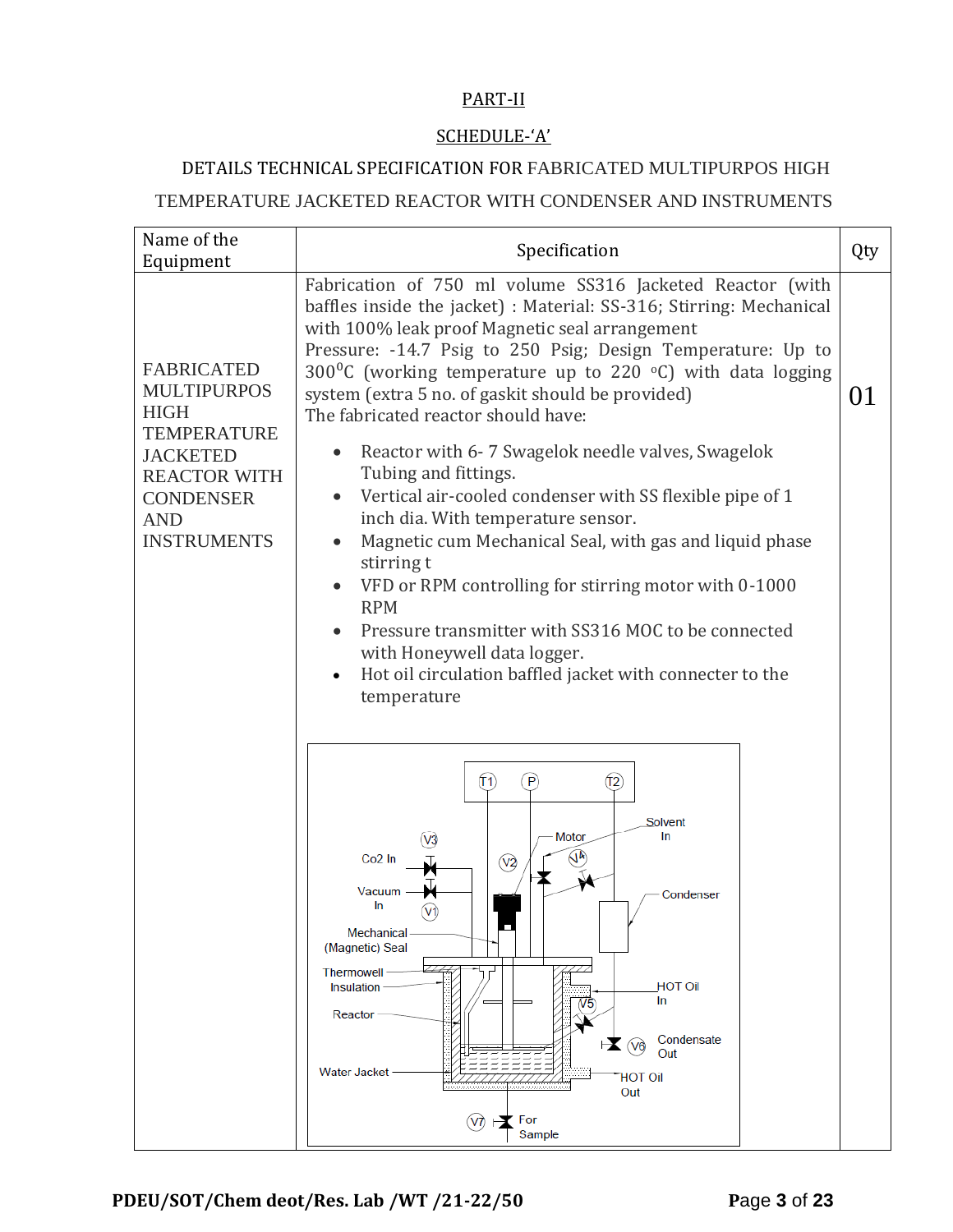PART-II

SCHEDULE-‘A’

DETAILS TECHNICAL SPECIFICATION FOR FABRICATED MULTIPURPOS HIGH TEMPERATURE JACKETED REACTOR WITH CONDENSER AND INSTRUMENTS

| Name of the Equipment | Specification | Qty |
|---|---|---|
| FABRICATED MULTIPURPOS HIGH TEMPERATURE JACKETED REACTOR WITH CONDENSER AND INSTRUMENTS | Fabrication of 750 ml volume SS316 Jacketed Reactor (with baffles inside the jacket) : Material: SS-316; Stirring: Mechanical with 100% leak proof Magnetic seal arrangement<br>Pressure: -14.7 Psig to 250 Psig; Design Temperature: Up to 300$^0$C (working temperature up to 220 $^o$C) with data logging system (extra 5 no. of gaskit should be provided)<br>The fabricated reactor should have:<br>• Reactor with 6- 7 Swagelok needle valves, Swagelok Tubing and fittings.<br>• Vertical air-cooled condenser with SS flexible pipe of 1 inch dia. With temperature sensor.<br>• Magnetic cum Mechanical Seal, with gas and liquid phase stirring t<br>• VFD or RPM controlling for stirring motor with 0-1000 RPM<br>• Pressure transmitter with SS316 MOC to be connected with Honeywell data logger.<br>• Hot oil circulation baffled jacket with connecter to the temperature | 01 |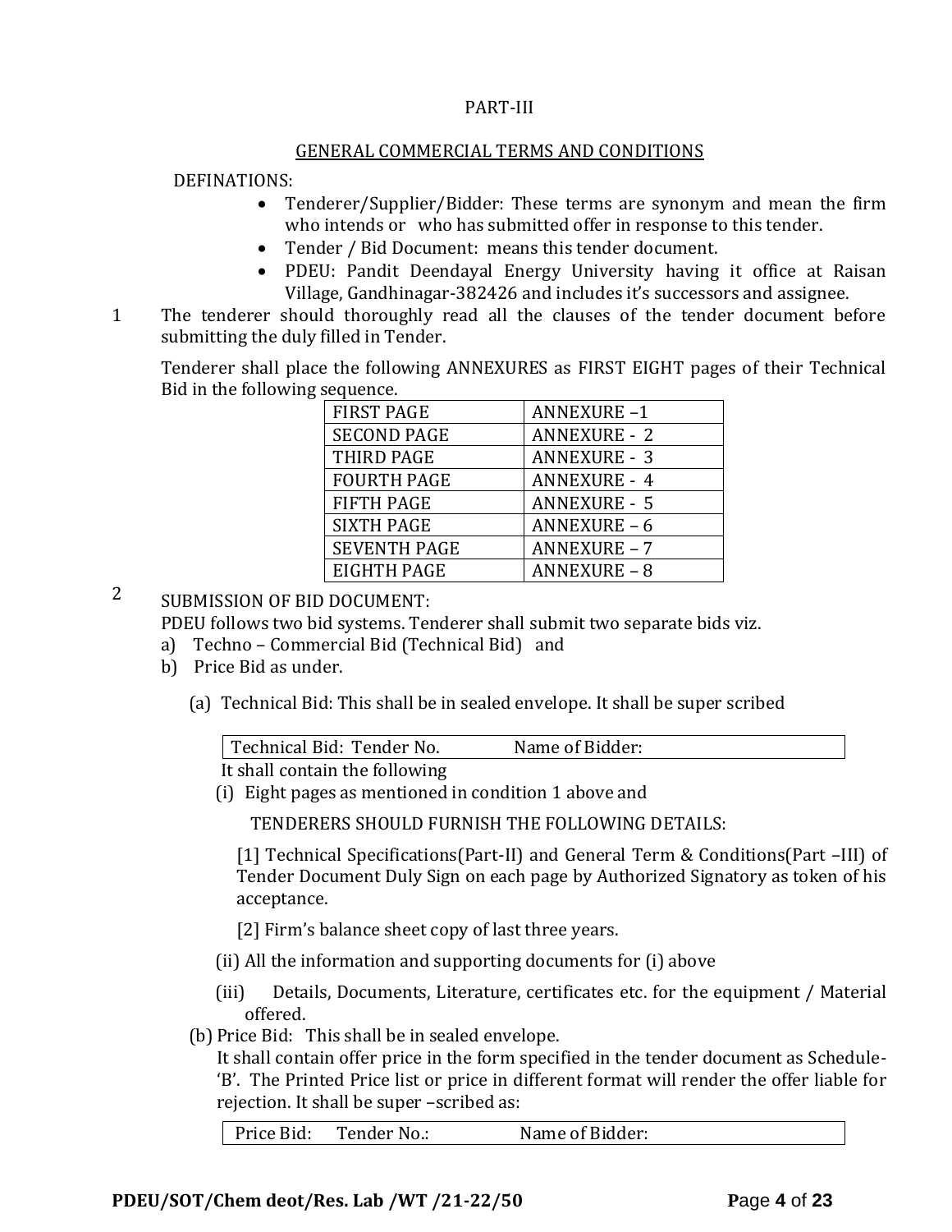PART-III

GENERAL COMMERCIAL TERMS AND CONDITIONS

DEFINATIONS:

- Tenderer/Supplier/Bidder: These terms are synonym and mean the firm who intends or who has submitted offer in response to this tender.
- Tender / Bid Document: means this tender document.
- PDEU: Pandit Deendayal Energy University having it office at Raisan Village, Gandhinagar-382426 and includes it's successors and assignee.

1 The tenderer should thoroughly read all the clauses of the tender document before submitting the duly filled in Tender.

Tenderer shall place the following ANNEXURES as FIRST EIGHT pages of their Technical Bid in the following sequence.

| FIRST PAGE | ANNEXURE –1 |
|---|---|
| SECOND PAGE | ANNEXURE - 2 |
| THIRD PAGE | ANNEXURE - 3 |
| FOURTH PAGE | ANNEXURE - 4 |
| FIFTH PAGE | ANNEXURE - 5 |
| SIXTH PAGE | ANNEXURE – 6 |
| SEVENTH PAGE | ANNEXURE – 7 |
| EIGHTH PAGE | ANNEXURE – 8 |

2 SUBMISSION OF BID DOCUMENT:

PDEU follows two bid systems. Tenderer shall submit two separate bids viz.

a) Techno – Commercial Bid (Technical Bid) and
b) Price Bid as under.

(a) Technical Bid: This shall be in sealed envelope. It shall be super scribed

| Technical Bid: Tender No. | Name of Bidder: |
|---|---|

It shall contain the following

(i) Eight pages as mentioned in condition 1 above and

TENDERERS SHOULD FURNISH THE FOLLOWING DETAILS:

[1] Technical Specifications(Part-II) and General Term & Conditions(Part –III) of Tender Document Duly Sign on each page by Authorized Signatory as token of his acceptance.

[2] Firm's balance sheet copy of last three years.

(ii) All the information and supporting documents for (i) above

(iii) Details, Documents, Literature, certificates etc. for the equipment / Material offered.

(b) Price Bid: This shall be in sealed envelope.

It shall contain offer price in the form specified in the tender document as Schedule-'B'. The Printed Price list or price in different format will render the offer liable for rejection. It shall be super –scribed as:

| Price Bid: Tender No.: | Name of Bidder: |
|---|---|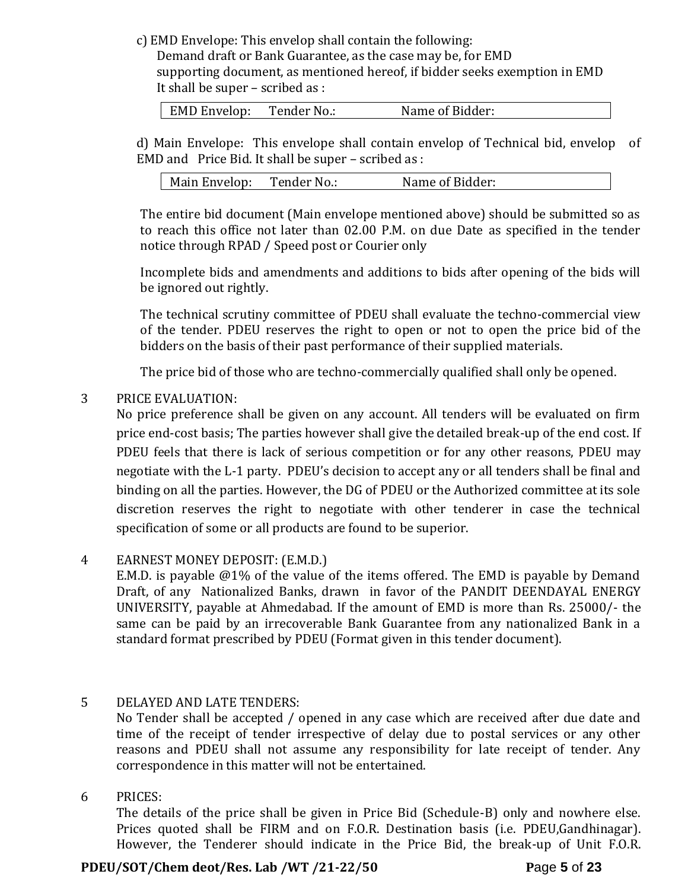c) EMD Envelope: This envelop shall contain the following:
Demand draft or Bank Guarantee, as the case may be, for EMD
supporting document, as mentioned hereof, if bidder seeks exemption in EMD
It shall be super – scribed as :

| EMD Envelop: | Tender No.: | Name of Bidder: |
|---|---|---|

d) Main Envelope: This envelope shall contain envelop of Technical bid, envelop of EMD and Price Bid. It shall be super – scribed as :

| Main Envelop: | Tender No.: | Name of Bidder: |
|---|---|---|

The entire bid document (Main envelope mentioned above) should be submitted so as to reach this office not later than 02.00 P.M. on due Date as specified in the tender notice through RPAD / Speed post or Courier only

Incomplete bids and amendments and additions to bids after opening of the bids will be ignored out rightly.

The technical scrutiny committee of PDEU shall evaluate the techno-commercial view of the tender. PDEU reserves the right to open or not to open the price bid of the bidders on the basis of their past performance of their supplied materials.

The price bid of those who are techno-commercially qualified shall only be opened.

3 PRICE EVALUATION:
No price preference shall be given on any account. All tenders will be evaluated on firm price end-cost basis; The parties however shall give the detailed break-up of the end cost. If PDEU feels that there is lack of serious competition or for any other reasons, PDEU may negotiate with the L-1 party. PDEU's decision to accept any or all tenders shall be final and binding on all the parties. However, the DG of PDEU or the Authorized committee at its sole discretion reserves the right to negotiate with other tenderer in case the technical specification of some or all products are found to be superior.

4 EARNEST MONEY DEPOSIT: (E.M.D.)
E.M.D. is payable @1% of the value of the items offered. The EMD is payable by Demand Draft, of any Nationalized Banks, drawn in favor of the PANDIT DEENDAYAL ENERGY UNIVERSITY, payable at Ahmedabad. If the amount of EMD is more than Rs. 25000/- the same can be paid by an irrecoverable Bank Guarantee from any nationalized Bank in a standard format prescribed by PDEU (Format given in this tender document).

5 DELAYED AND LATE TENDERS:
No Tender shall be accepted / opened in any case which are received after due date and time of the receipt of tender irrespective of delay due to postal services or any other reasons and PDEU shall not assume any responsibility for late receipt of tender. Any correspondence in this matter will not be entertained.

6 PRICES:
The details of the price shall be given in Price Bid (Schedule-B) only and nowhere else. Prices quoted shall be FIRM and on F.O.R. Destination basis (i.e. PDEU,Gandhinagar). However, the Tenderer should indicate in the Price Bid, the break-up of Unit F.O.R.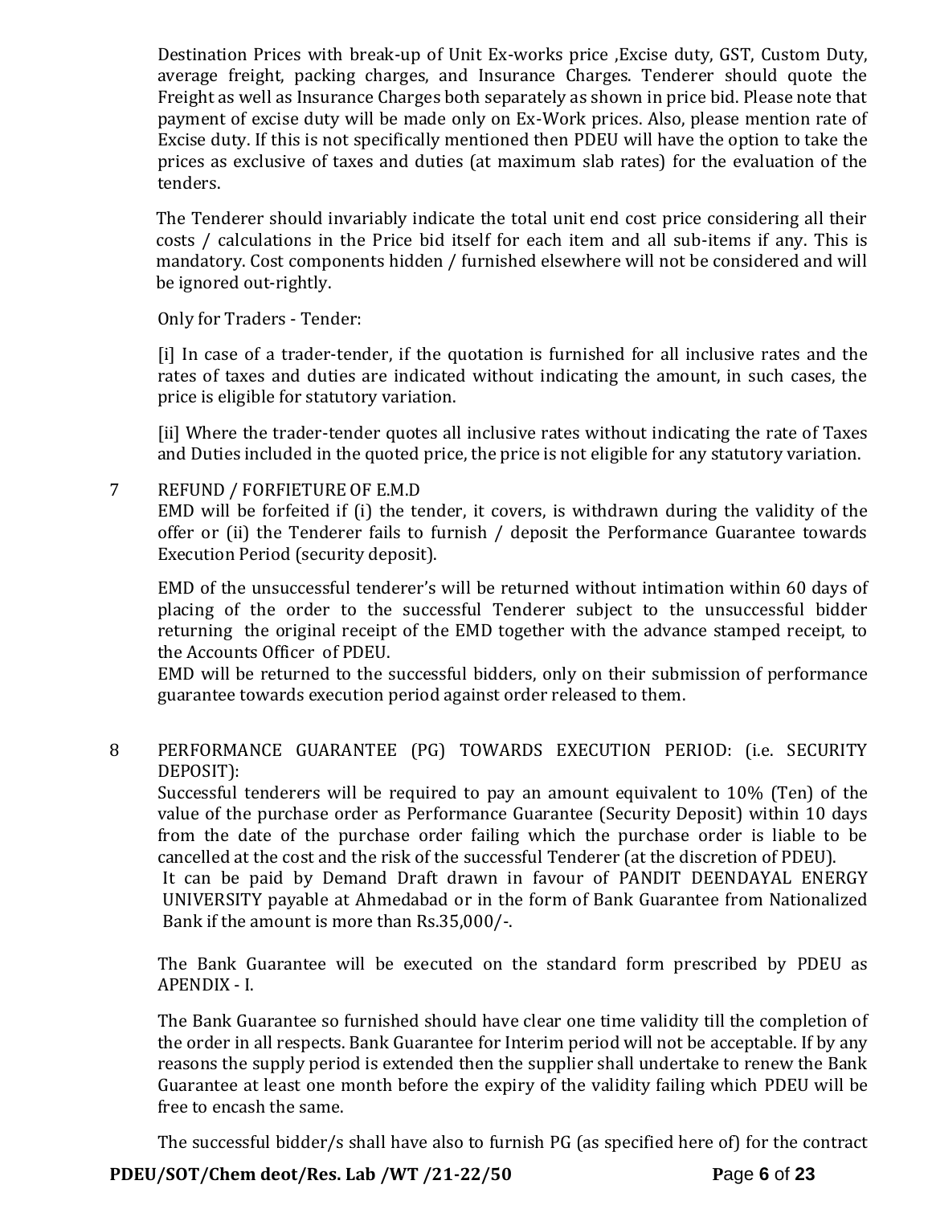Destination Prices with break-up of Unit Ex-works price ,Excise duty, GST, Custom Duty, average freight, packing charges, and Insurance Charges. Tenderer should quote the Freight as well as Insurance Charges both separately as shown in price bid. Please note that payment of excise duty will be made only on Ex-Work prices. Also, please mention rate of Excise duty. If this is not specifically mentioned then PDEU will have the option to take the prices as exclusive of taxes and duties (at maximum slab rates) for the evaluation of the tenders.

The Tenderer should invariably indicate the total unit end cost price considering all their costs / calculations in the Price bid itself for each item and all sub-items if any. This is mandatory. Cost components hidden / furnished elsewhere will not be considered and will be ignored out-rightly.

Only for Traders - Tender:

[i] In case of a trader-tender, if the quotation is furnished for all inclusive rates and the rates of taxes and duties are indicated without indicating the amount, in such cases, the price is eligible for statutory variation.

[ii] Where the trader-tender quotes all inclusive rates without indicating the rate of Taxes and Duties included in the quoted price, the price is not eligible for any statutory variation.

7 REFUND / FORFIETURE OF E.M.D

EMD will be forfeited if (i) the tender, it covers, is withdrawn during the validity of the offer or (ii) the Tenderer fails to furnish / deposit the Performance Guarantee towards Execution Period (security deposit).

EMD of the unsuccessful tenderer's will be returned without intimation within 60 days of placing of the order to the successful Tenderer subject to the unsuccessful bidder returning the original receipt of the EMD together with the advance stamped receipt, to the Accounts Officer of PDEU.

EMD will be returned to the successful bidders, only on their submission of performance guarantee towards execution period against order released to them.

8 PERFORMANCE GUARANTEE (PG) TOWARDS EXECUTION PERIOD: (i.e. SECURITY DEPOSIT):

Successful tenderers will be required to pay an amount equivalent to 10% (Ten) of the value of the purchase order as Performance Guarantee (Security Deposit) within 10 days from the date of the purchase order failing which the purchase order is liable to be cancelled at the cost and the risk of the successful Tenderer (at the discretion of PDEU).

It can be paid by Demand Draft drawn in favour of PANDIT DEENDAYAL ENERGY UNIVERSITY payable at Ahmedabad or in the form of Bank Guarantee from Nationalized Bank if the amount is more than Rs.35,000/-.

The Bank Guarantee will be executed on the standard form prescribed by PDEU as APENDIX - I.

The Bank Guarantee so furnished should have clear one time validity till the completion of the order in all respects. Bank Guarantee for Interim period will not be acceptable. If by any reasons the supply period is extended then the supplier shall undertake to renew the Bank Guarantee at least one month before the expiry of the validity failing which PDEU will be free to encash the same.

The successful bidder/s shall have also to furnish PG (as specified here of) for the contract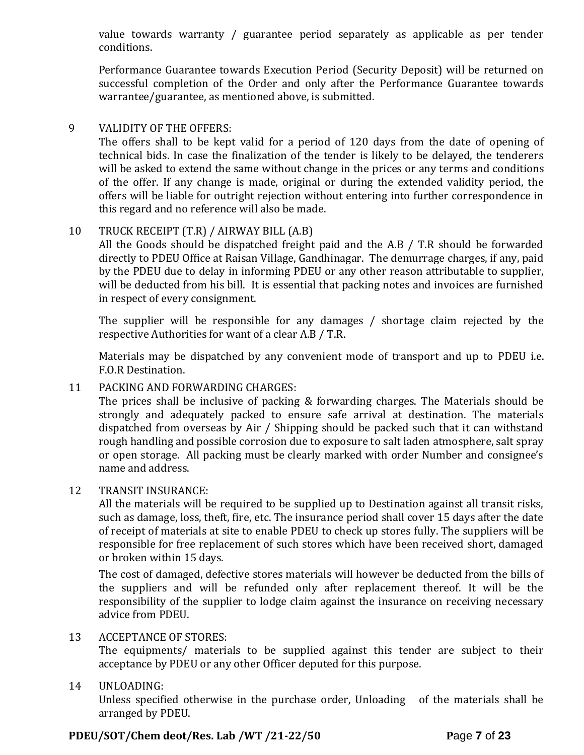value towards warranty / guarantee period separately as applicable as per tender conditions.

Performance Guarantee towards Execution Period (Security Deposit) will be returned on successful completion of the Order and only after the Performance Guarantee towards warrantee/guarantee, as mentioned above, is submitted.

9 VALIDITY OF THE OFFERS:

The offers shall to be kept valid for a period of 120 days from the date of opening of technical bids. In case the finalization of the tender is likely to be delayed, the tenderers will be asked to extend the same without change in the prices or any terms and conditions of the offer. If any change is made, original or during the extended validity period, the offers will be liable for outright rejection without entering into further correspondence in this regard and no reference will also be made.

10 TRUCK RECEIPT (T.R) / AIRWAY BILL (A.B)

All the Goods should be dispatched freight paid and the A.B / T.R should be forwarded directly to PDEU Office at Raisan Village, Gandhinagar. The demurrage charges, if any, paid by the PDEU due to delay in informing PDEU or any other reason attributable to supplier, will be deducted from his bill. It is essential that packing notes and invoices are furnished in respect of every consignment.

The supplier will be responsible for any damages / shortage claim rejected by the respective Authorities for want of a clear A.B / T.R.

Materials may be dispatched by any convenient mode of transport and up to PDEU i.e. F.O.R Destination.

11 PACKING AND FORWARDING CHARGES:

The prices shall be inclusive of packing & forwarding charges. The Materials should be strongly and adequately packed to ensure safe arrival at destination. The materials dispatched from overseas by Air / Shipping should be packed such that it can withstand rough handling and possible corrosion due to exposure to salt laden atmosphere, salt spray or open storage. All packing must be clearly marked with order Number and consignee's name and address.

12 TRANSIT INSURANCE:

All the materials will be required to be supplied up to Destination against all transit risks, such as damage, loss, theft, fire, etc. The insurance period shall cover 15 days after the date of receipt of materials at site to enable PDEU to check up stores fully. The suppliers will be responsible for free replacement of such stores which have been received short, damaged or broken within 15 days.

The cost of damaged, defective stores materials will however be deducted from the bills of the suppliers and will be refunded only after replacement thereof. It will be the responsibility of the supplier to lodge claim against the insurance on receiving necessary advice from PDEU.

13 ACCEPTANCE OF STORES:

The equipments/ materials to be supplied against this tender are subject to their acceptance by PDEU or any other Officer deputed for this purpose.

14 UNLOADING:

Unless specified otherwise in the purchase order, Unloading of the materials shall be arranged by PDEU.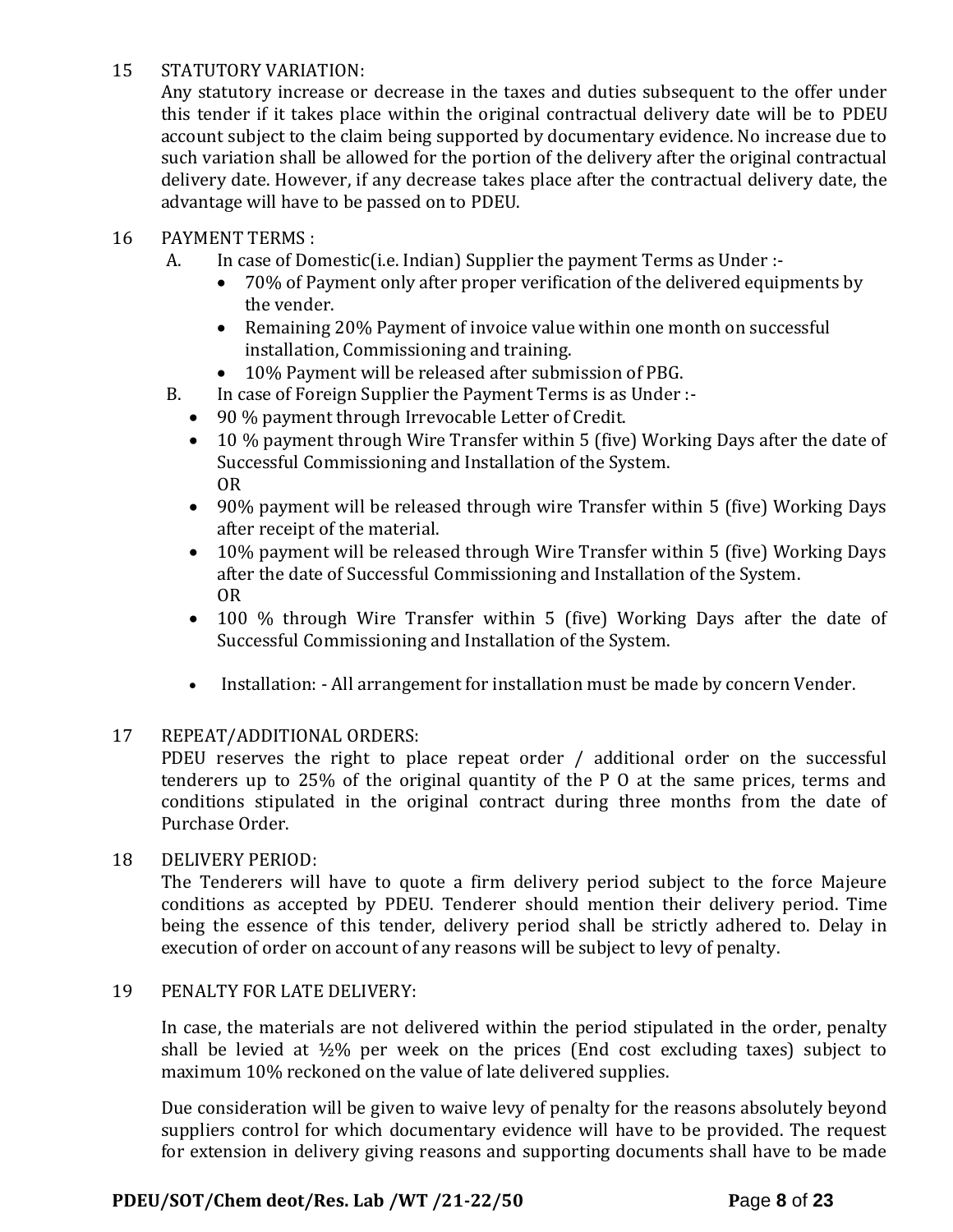15 STATUTORY VARIATION:

Any statutory increase or decrease in the taxes and duties subsequent to the offer under this tender if it takes place within the original contractual delivery date will be to PDEU account subject to the claim being supported by documentary evidence. No increase due to such variation shall be allowed for the portion of the delivery after the original contractual delivery date. However, if any decrease takes place after the contractual delivery date, the advantage will have to be passed on to PDEU.

16 PAYMENT TERMS :

A. In case of Domestic(i.e. Indian) Supplier the payment Terms as Under :-

- 70% of Payment only after proper verification of the delivered equipments by the vender.
- Remaining 20% Payment of invoice value within one month on successful installation, Commissioning and training.
- 10% Payment will be released after submission of PBG.

B. In case of Foreign Supplier the Payment Terms is as Under :-

- 90 % payment through Irrevocable Letter of Credit.
- 10 % payment through Wire Transfer within 5 (five) Working Days after the date of Successful Commissioning and Installation of the System.
  OR
- 90% payment will be released through wire Transfer within 5 (five) Working Days after receipt of the material.
- 10% payment will be released through Wire Transfer within 5 (five) Working Days after the date of Successful Commissioning and Installation of the System.
  OR
- 100 % through Wire Transfer within 5 (five) Working Days after the date of Successful Commissioning and Installation of the System.

- Installation: - All arrangement for installation must be made by concern Vender.

17 REPEAT/ADDITIONAL ORDERS:

PDEU reserves the right to place repeat order / additional order on the successful tenderers up to 25% of the original quantity of the P O at the same prices, terms and conditions stipulated in the original contract during three months from the date of Purchase Order.

18 DELIVERY PERIOD:

The Tenderers will have to quote a firm delivery period subject to the force Majeure conditions as accepted by PDEU. Tenderer should mention their delivery period. Time being the essence of this tender, delivery period shall be strictly adhered to. Delay in execution of order on account of any reasons will be subject to levy of penalty.

19 PENALTY FOR LATE DELIVERY:

In case, the materials are not delivered within the period stipulated in the order, penalty shall be levied at ½% per week on the prices (End cost excluding taxes) subject to maximum 10% reckoned on the value of late delivered supplies.

Due consideration will be given to waive levy of penalty for the reasons absolutely beyond suppliers control for which documentary evidence will have to be provided. The request for extension in delivery giving reasons and supporting documents shall have to be made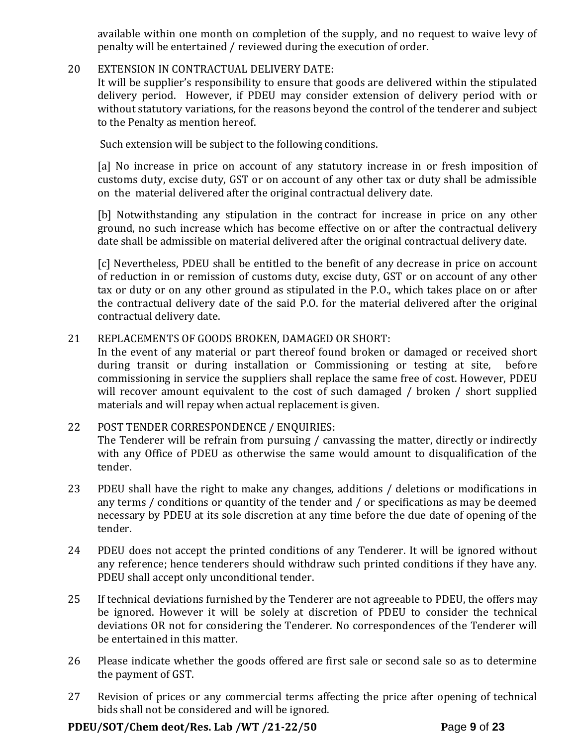available within one month on completion of the supply, and no request to waive levy of penalty will be entertained / reviewed during the execution of order.

20 EXTENSION IN CONTRACTUAL DELIVERY DATE:
It will be supplier's responsibility to ensure that goods are delivered within the stipulated delivery period. However, if PDEU may consider extension of delivery period with or without statutory variations, for the reasons beyond the control of the tenderer and subject to the Penalty as mention hereof.

Such extension will be subject to the following conditions.

[a] No increase in price on account of any statutory increase in or fresh imposition of customs duty, excise duty, GST or on account of any other tax or duty shall be admissible on the material delivered after the original contractual delivery date.

[b] Notwithstanding any stipulation in the contract for increase in price on any other ground, no such increase which has become effective on or after the contractual delivery date shall be admissible on material delivered after the original contractual delivery date.

[c] Nevertheless, PDEU shall be entitled to the benefit of any decrease in price on account of reduction in or remission of customs duty, excise duty, GST or on account of any other tax or duty or on any other ground as stipulated in the P.O., which takes place on or after the contractual delivery date of the said P.O. for the material delivered after the original contractual delivery date.

21 REPLACEMENTS OF GOODS BROKEN, DAMAGED OR SHORT:
In the event of any material or part thereof found broken or damaged or received short during transit or during installation or Commissioning or testing at site, before commissioning in service the suppliers shall replace the same free of cost. However, PDEU will recover amount equivalent to the cost of such damaged / broken / short supplied materials and will repay when actual replacement is given.

22 POST TENDER CORRESPONDENCE / ENQUIRIES:
The Tenderer will be refrain from pursuing / canvassing the matter, directly or indirectly with any Office of PDEU as otherwise the same would amount to disqualification of the tender.

23 PDEU shall have the right to make any changes, additions / deletions or modifications in any terms / conditions or quantity of the tender and / or specifications as may be deemed necessary by PDEU at its sole discretion at any time before the due date of opening of the tender.

24 PDEU does not accept the printed conditions of any Tenderer. It will be ignored without any reference; hence tenderers should withdraw such printed conditions if they have any. PDEU shall accept only unconditional tender.

25 If technical deviations furnished by the Tenderer are not agreeable to PDEU, the offers may be ignored. However it will be solely at discretion of PDEU to consider the technical deviations OR not for considering the Tenderer. No correspondences of the Tenderer will be entertained in this matter.

26 Please indicate whether the goods offered are first sale or second sale so as to determine the payment of GST.

27 Revision of prices or any commercial terms affecting the price after opening of technical bids shall not be considered and will be ignored.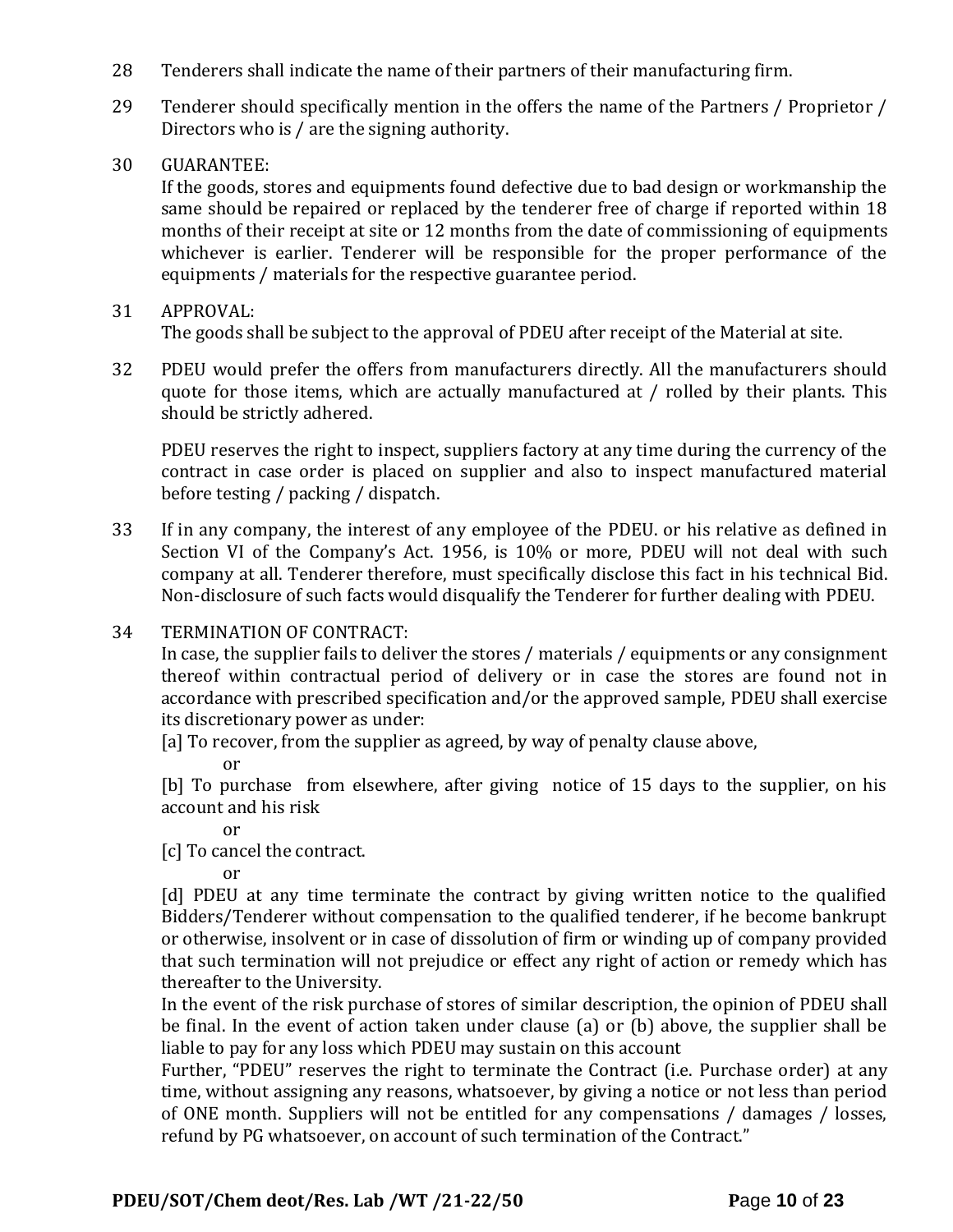28 Tenderers shall indicate the name of their partners of their manufacturing firm.

29 Tenderer should specifically mention in the offers the name of the Partners / Proprietor / Directors who is / are the signing authority.

30 GUARANTEE:
If the goods, stores and equipments found defective due to bad design or workmanship the same should be repaired or replaced by the tenderer free of charge if reported within 18 months of their receipt at site or 12 months from the date of commissioning of equipments whichever is earlier. Tenderer will be responsible for the proper performance of the equipments / materials for the respective guarantee period.

31 APPROVAL:
The goods shall be subject to the approval of PDEU after receipt of the Material at site.

32 PDEU would prefer the offers from manufacturers directly. All the manufacturers should quote for those items, which are actually manufactured at / rolled by their plants. This should be strictly adhered.

PDEU reserves the right to inspect, suppliers factory at any time during the currency of the contract in case order is placed on supplier and also to inspect manufactured material before testing / packing / dispatch.

33 If in any company, the interest of any employee of the PDEU. or his relative as defined in Section VI of the Company's Act. 1956, is 10% or more, PDEU will not deal with such company at all. Tenderer therefore, must specifically disclose this fact in his technical Bid. Non-disclosure of such facts would disqualify the Tenderer for further dealing with PDEU.

34 TERMINATION OF CONTRACT:
In case, the supplier fails to deliver the stores / materials / equipments or any consignment thereof within contractual period of delivery or in case the stores are found not in accordance with prescribed specification and/or the approved sample, PDEU shall exercise its discretionary power as under:

[a] To recover, from the supplier as agreed, by way of penalty clause above,

or

[b] To purchase from elsewhere, after giving notice of 15 days to the supplier, on his account and his risk

or

[c] To cancel the contract.

or

[d] PDEU at any time terminate the contract by giving written notice to the qualified Bidders/Tenderer without compensation to the qualified tenderer, if he become bankrupt or otherwise, insolvent or in case of dissolution of firm or winding up of company provided that such termination will not prejudice or effect any right of action or remedy which has thereafter to the University.

In the event of the risk purchase of stores of similar description, the opinion of PDEU shall be final. In the event of action taken under clause (a) or (b) above, the supplier shall be liable to pay for any loss which PDEU may sustain on this account

Further, "PDEU" reserves the right to terminate the Contract (i.e. Purchase order) at any time, without assigning any reasons, whatsoever, by giving a notice or not less than period of ONE month. Suppliers will not be entitled for any compensations / damages / losses, refund by PG whatsoever, on account of such termination of the Contract."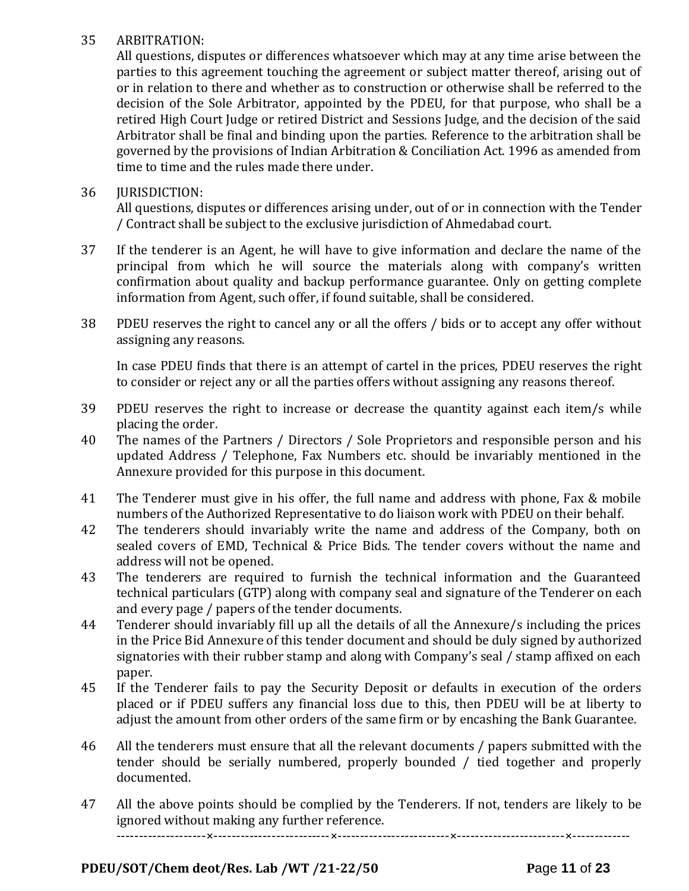35 ARBITRATION:

All questions, disputes or differences whatsoever which may at any time arise between the parties to this agreement touching the agreement or subject matter thereof, arising out of or in relation to there and whether as to construction or otherwise shall be referred to the decision of the Sole Arbitrator, appointed by the PDEU, for that purpose, who shall be a retired High Court Judge or retired District and Sessions Judge, and the decision of the said Arbitrator shall be final and binding upon the parties. Reference to the arbitration shall be governed by the provisions of Indian Arbitration & Conciliation Act. 1996 as amended from time to time and the rules made there under.

36 JURISDICTION:

All questions, disputes or differences arising under, out of or in connection with the Tender / Contract shall be subject to the exclusive jurisdiction of Ahmedabad court.

37 If the tenderer is an Agent, he will have to give information and declare the name of the principal from which he will source the materials along with company's written confirmation about quality and backup performance guarantee. Only on getting complete information from Agent, such offer, if found suitable, shall be considered.

38 PDEU reserves the right to cancel any or all the offers / bids or to accept any offer without assigning any reasons.

In case PDEU finds that there is an attempt of cartel in the prices, PDEU reserves the right to consider or reject any or all the parties offers without assigning any reasons thereof.

39 PDEU reserves the right to increase or decrease the quantity against each item/s while placing the order.

40 The names of the Partners / Directors / Sole Proprietors and responsible person and his updated Address / Telephone, Fax Numbers etc. should be invariably mentioned in the Annexure provided for this purpose in this document.

41 The Tenderer must give in his offer, the full name and address with phone, Fax & mobile numbers of the Authorized Representative to do liaison work with PDEU on their behalf.

42 The tenderers should invariably write the name and address of the Company, both on sealed covers of EMD, Technical & Price Bids. The tender covers without the name and address will not be opened.

43 The tenderers are required to furnish the technical information and the Guaranteed technical particulars (GTP) along with company seal and signature of the Tenderer on each and every page / papers of the tender documents.

44 Tenderer should invariably fill up all the details of all the Annexure/s including the prices in the Price Bid Annexure of this tender document and should be duly signed by authorized signatories with their rubber stamp and along with Company's seal / stamp affixed on each paper.

45 If the Tenderer fails to pay the Security Deposit or defaults in execution of the orders placed or if PDEU suffers any financial loss due to this, then PDEU will be at liberty to adjust the amount from other orders of the same firm or by encashing the Bank Guarantee.

46 All the tenderers must ensure that all the relevant documents / papers submitted with the tender should be serially numbered, properly bounded / tied together and properly documented.

47 All the above points should be complied by the Tenderers. If not, tenders are likely to be ignored without making any further reference.

--------------------×--------------------------×-------------------------×------------------------×-------------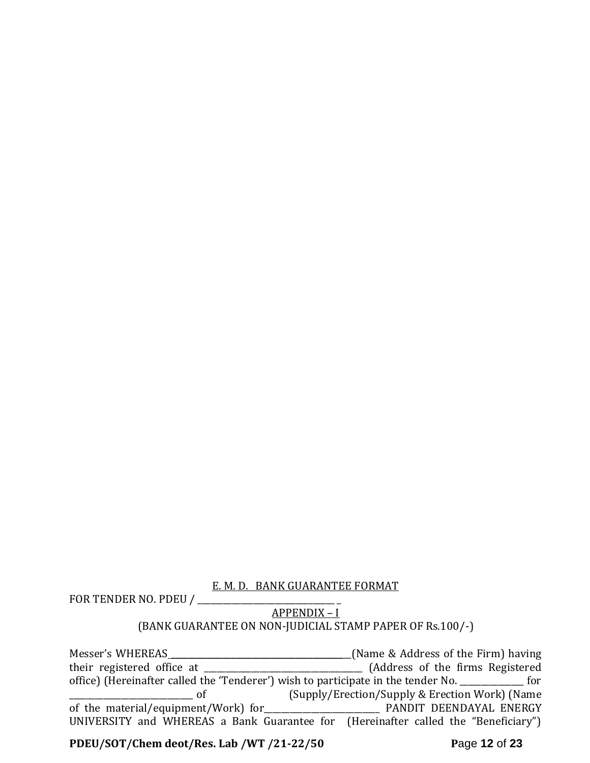<u>E. M. D. BANK GUARANTEE FORMAT</u>

FOR TENDER NO. PDEU / ________________________________ _

<u>APPENDIX – I</u>

(BANK GUARANTEE ON NON-JUDICIAL STAMP PAPER OF Rs.100/-)

Messer's WHEREAS_____________________________________________(Name & Address of the Firm) having their registered office at ____________________________________ (Address of the firms Registered office) (Hereinafter called the 'Tenderer') wish to participate in the tender No. _______________ for _____________________________ of (Supply/Erection/Supply & Erection Work) (Name of the material/equipment/Work) for___________________________ PANDIT DEENDAYAL ENERGY UNIVERSITY and WHEREAS a Bank Guarantee for (Hereinafter called the "Beneficiary")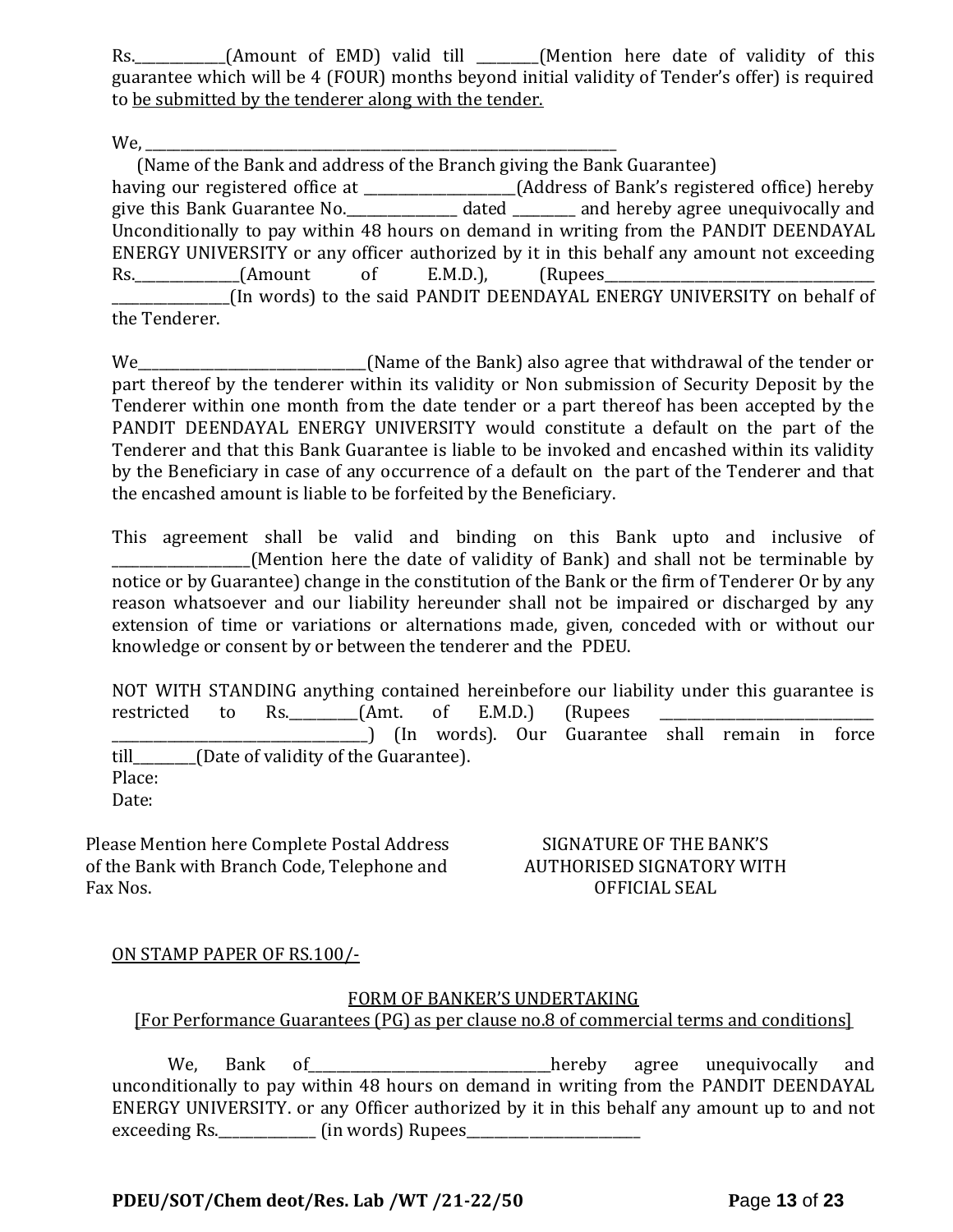Rs.____________(Amount of EMD) valid till ________(Mention here date of validity of this guarantee which will be 4 (FOUR) months beyond initial validity of Tender's offer) is required to <u>be submitted by the tenderer along with the tender.</u>

We, ______________________________________________________________

(Name of the Bank and address of the Branch giving the Bank Guarantee)

having our registered office at ____________________(Address of Bank's registered office) hereby give this Bank Guarantee No.______________ dated ________ and hereby agree unequivocally and Unconditionally to pay within 48 hours on demand in writing from the PANDIT DEENDAYAL ENERGY UNIVERSITY or any officer authorized by it in this behalf any amount not exceeding Rs.______________(Amount of E.M.D.), (Rupees____________________________________ ________________(In words) to the said PANDIT DEENDAYAL ENERGY UNIVERSITY on behalf of the Tenderer.

We_____________________________(Name of the Bank) also agree that withdrawal of the tender or part thereof by the tenderer within its validity or Non submission of Security Deposit by the Tenderer within one month from the date tender or a part thereof has been accepted by the PANDIT DEENDAYAL ENERGY UNIVERSITY would constitute a default on the part of the Tenderer and that this Bank Guarantee is liable to be invoked and encashed within its validity by the Beneficiary in case of any occurrence of a default on the part of the Tenderer and that the encashed amount is liable to be forfeited by the Beneficiary.

This agreement shall be valid and binding on this Bank upto and inclusive of __________________(Mention here the date of validity of Bank) and shall not be terminable by notice or by Guarantee) change in the constitution of the Bank or the firm of Tenderer Or by any reason whatsoever and our liability hereunder shall not be impaired or discharged by any extension of time or variations or alternations made, given, conceded with or without our knowledge or consent by or between the tenderer and the PDEU.

NOT WITH STANDING anything contained hereinbefore our liability under this guarantee is restricted to Rs.________(Amt. of E.M.D.) (Rupees ____________________________ __________________________________) (In words). Our Guarantee shall remain in force till________(Date of validity of the Guarantee).

Place:

Date:

Please Mention here Complete Postal Address of the Bank with Branch Code, Telephone and Fax Nos.

SIGNATURE OF THE BANK'S AUTHORISED SIGNATORY WITH OFFICIAL SEAL

<u>ON STAMP PAPER OF RS.100/-</u>

## <u>FORM OF BANKER'S UNDERTAKING</u>

<u>[For Performance Guarantees (PG) as per clause no.8 of commercial terms and conditions]</u>

We, Bank of________________________________hereby agree unequivocally and unconditionally to pay within 48 hours on demand in writing from the PANDIT DEENDAYAL ENERGY UNIVERSITY. or any Officer authorized by it in this behalf any amount up to and not exceeding Rs.____________ (in words) Rupees______________________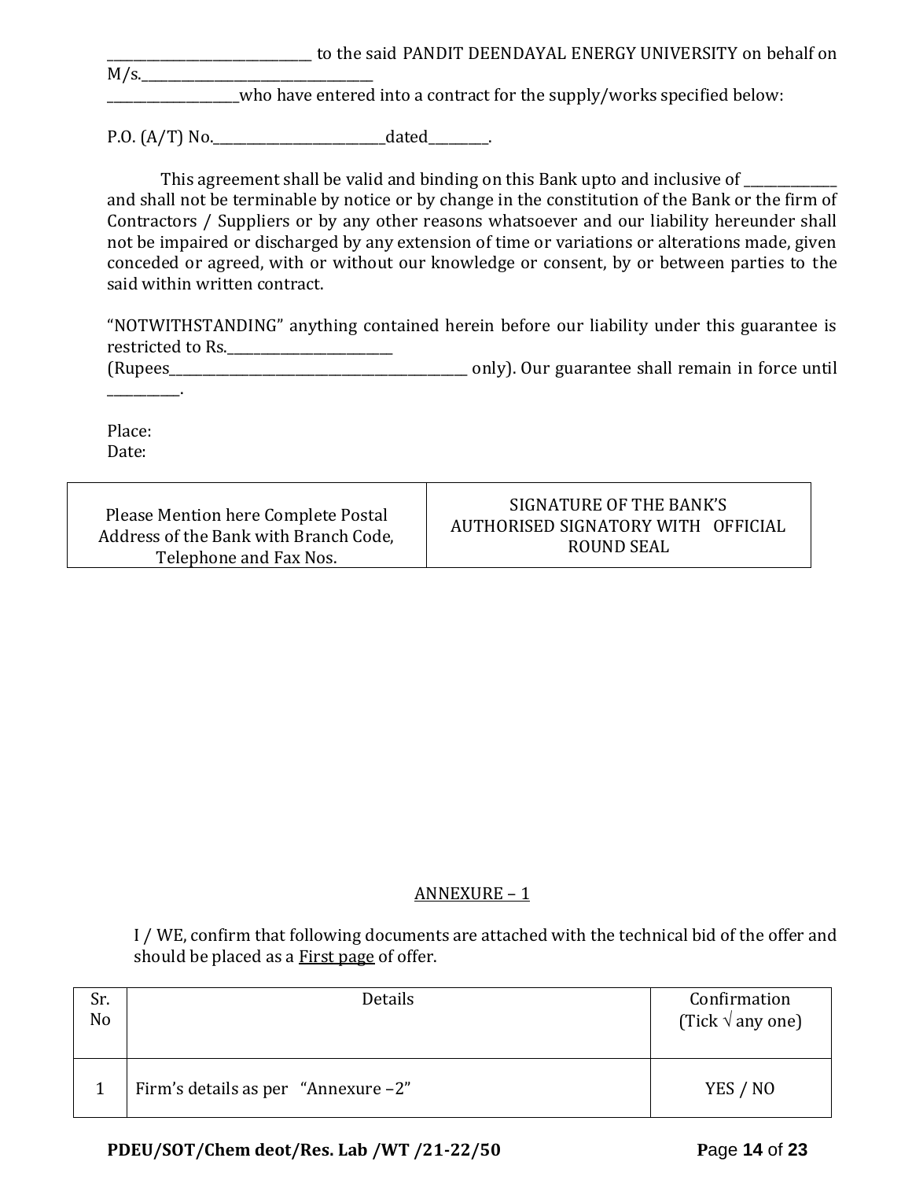______________________________ to the said PANDIT DEENDAYAL ENERGY UNIVERSITY on behalf on M/s.___________________________________
___________________who have entered into a contract for the supply/works specified below:

P.O. (A/T) No.__________________________dated_________.

This agreement shall be valid and binding on this Bank upto and inclusive of ______________ and shall not be terminable by notice or by change in the constitution of the Bank or the firm of Contractors / Suppliers or by any other reasons whatsoever and our liability hereunder shall not be impaired or discharged by any extension of time or variations or alterations made, given conceded or agreed, with or without our knowledge or consent, by or between parties to the said within written contract.

"NOTWITHSTANDING" anything contained herein before our liability under this guarantee is restricted to Rs.________________________
(Rupees______________________________________________ only). Our guarantee shall remain in force until ___________.

Place:
Date:

| Please Mention here Complete Postal Address of the Bank with Branch Code, Telephone and Fax Nos. | SIGNATURE OF THE BANK'S AUTHORISED SIGNATORY WITH OFFICIAL ROUND SEAL |
|---|---|

## ANNEXURE – 1

I / WE, confirm that following documents are attached with the technical bid of the offer and should be placed as a First page of offer.

| Sr. No | Details | Confirmation (Tick √ any one) |
|---|---|---|
| 1 | Firm's details as per "Annexure –2" | YES / NO |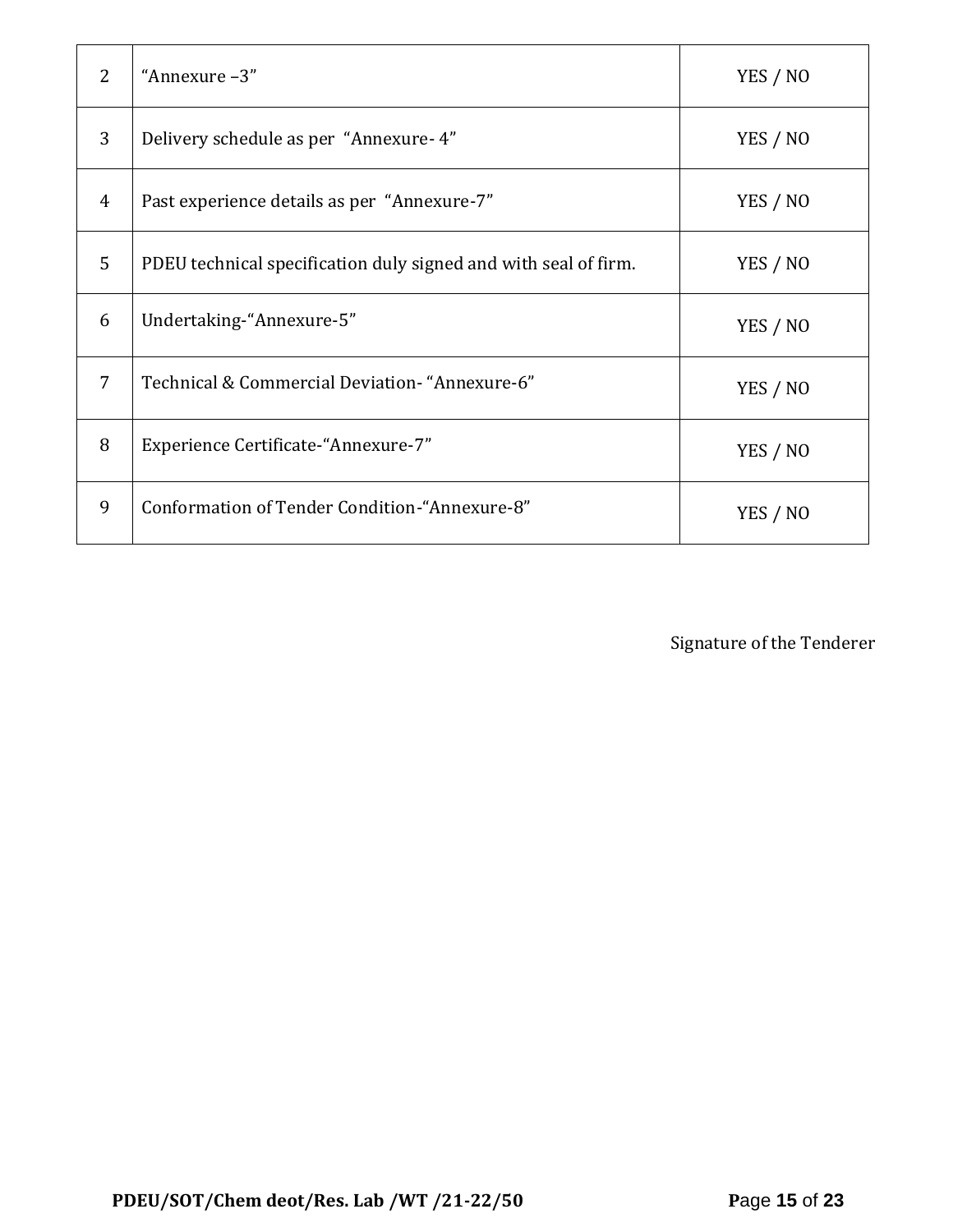| | | |
|---|---|---|
| 2 | "Annexure –3" | YES / NO |
| 3 | Delivery schedule as per "Annexure- 4" | YES / NO |
| 4 | Past experience details as per "Annexure-7" | YES / NO |
| 5 | PDEU technical specification duly signed and with seal of firm. | YES / NO |
| 6 | Undertaking-"Annexure-5" | YES / NO |
| 7 | Technical & Commercial Deviation- "Annexure-6" | YES / NO |
| 8 | Experience Certificate-"Annexure-7" | YES / NO |
| 9 | Conformation of Tender Condition-"Annexure-8" | YES / NO |

Signature of the Tenderer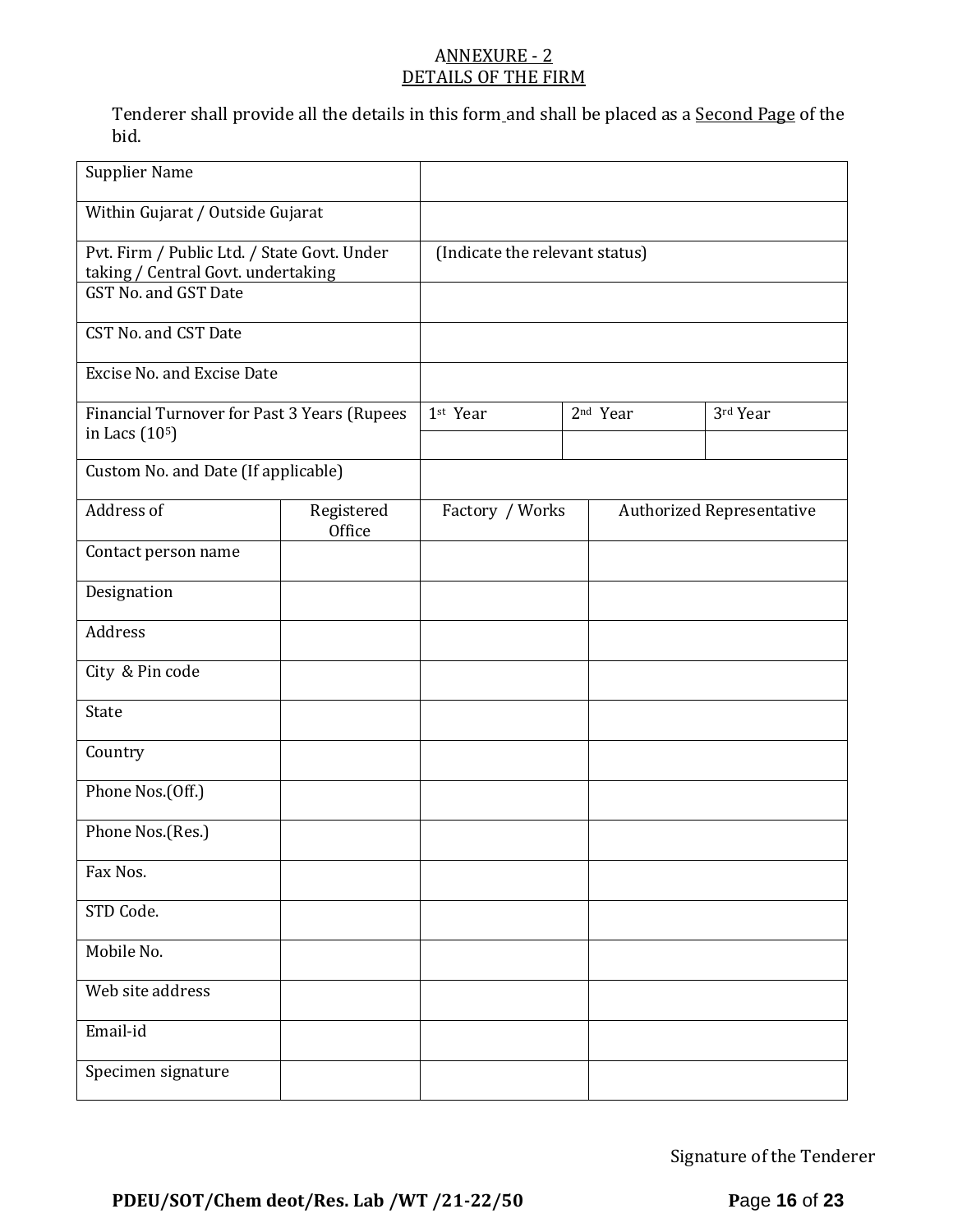# ANNEXURE - 2
## DETAILS OF THE FIRM

Tenderer shall provide all the details in this form and shall be placed as a Second Page of the bid.

| | | | |
|---|---|---|---|
| Supplier Name | | | |
| Within Gujarat / Outside Gujarat | | | |
| Pvt. Firm / Public Ltd. / State Govt. Under taking / Central Govt. undertaking | (Indicate the relevant status) | | |
| GST No. and GST Date | | | |
| CST No. and CST Date | | | |
| Excise No. and Excise Date | | | |
| Financial Turnover for Past 3 Years (Rupees in Lacs ($10^5$) | 1st Year | 2nd Year | 3rd Year |
| | | | |
| Custom No. and Date (If applicable) | | | |

| Address of | Registered Office | Factory / Works | Authorized Representative |
|---|---|---|---|
| Contact person name | | | |
| Designation | | | |
| Address | | | |
| City & Pin code | | | |
| State | | | |
| Country | | | |
| Phone Nos.(Off.) | | | |
| Phone Nos.(Res.) | | | |
| Fax Nos. | | | |
| STD Code. | | | |
| Mobile No. | | | |
| Web site address | | | |
| Email-id | | | |
| Specimen signature | | | |

Signature of the Tenderer

PDEU/SOT/Chem deot/Res. Lab /WT /21-22/50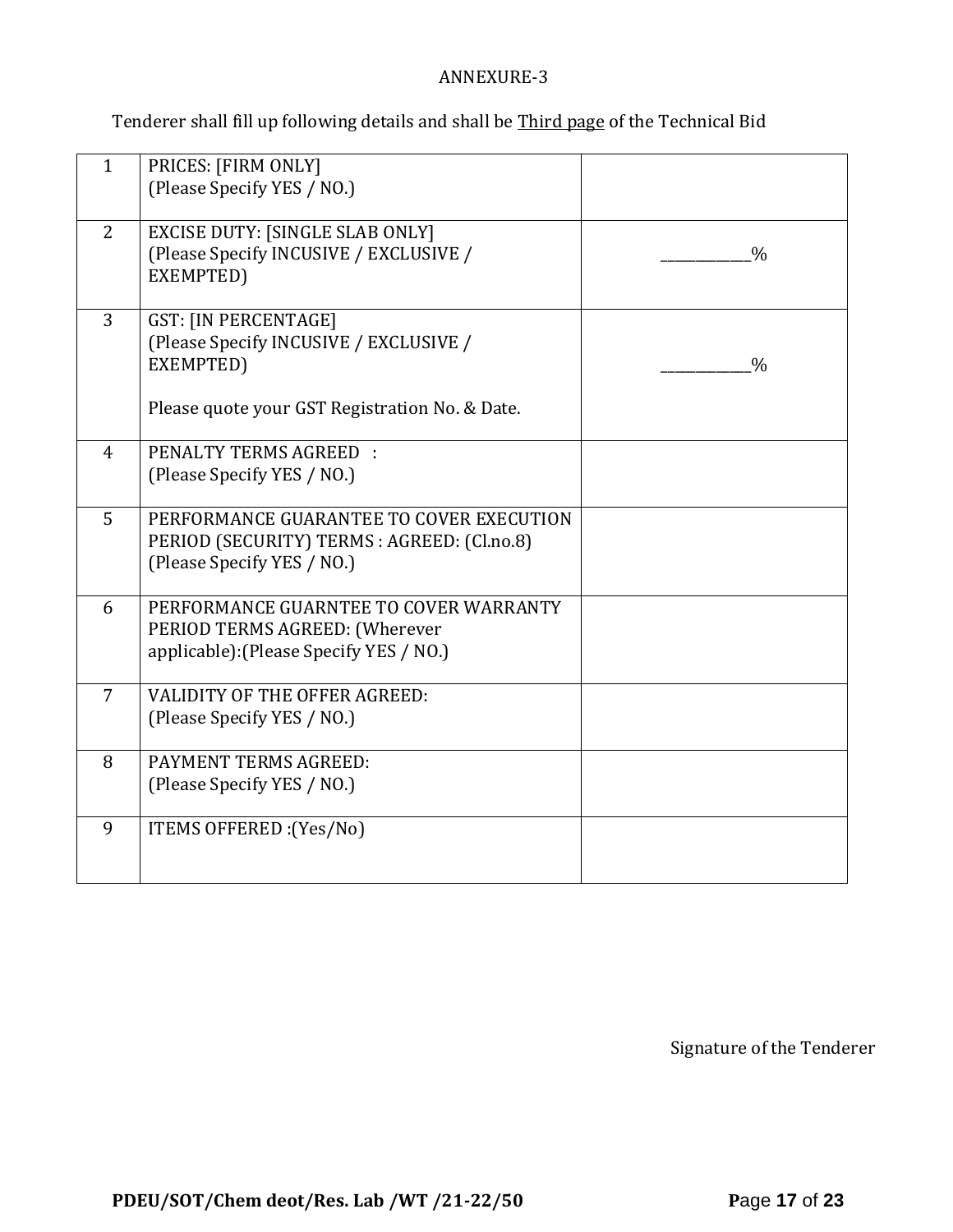ANNEXURE-3

Tenderer shall fill up following details and shall be <u>Third page</u> of the Technical Bid

| | | |
|---|---|---|
| 1 | PRICES: [FIRM ONLY]<br>(Please Specify YES / NO.) | |
| 2 | EXCISE DUTY: [SINGLE SLAB ONLY]<br>(Please Specify INCUSIVE / EXCLUSIVE / EXEMPTED) | ___________% |
| 3 | GST: [IN PERCENTAGE]<br>(Please Specify INCUSIVE / EXCLUSIVE / EXEMPTED)<br><br>Please quote your GST Registration No. & Date. | ___________% |
| 4 | PENALTY TERMS AGREED :<br>(Please Specify YES / NO.) | |
| 5 | PERFORMANCE GUARANTEE TO COVER EXECUTION PERIOD (SECURITY) TERMS : AGREED: (Cl.no.8)<br>(Please Specify YES / NO.) | |
| 6 | PERFORMANCE GUARNTEE TO COVER WARRANTY PERIOD TERMS AGREED: (Wherever applicable):(Please Specify YES / NO.) | |
| 7 | VALIDITY OF THE OFFER AGREED:<br>(Please Specify YES / NO.) | |
| 8 | PAYMENT TERMS AGREED:<br>(Please Specify YES / NO.) | |
| 9 | ITEMS OFFERED :(Yes/No) | |

Signature of the Tenderer

**PDEU/SOT/Chem deot/Res. Lab /WT /21-22/50**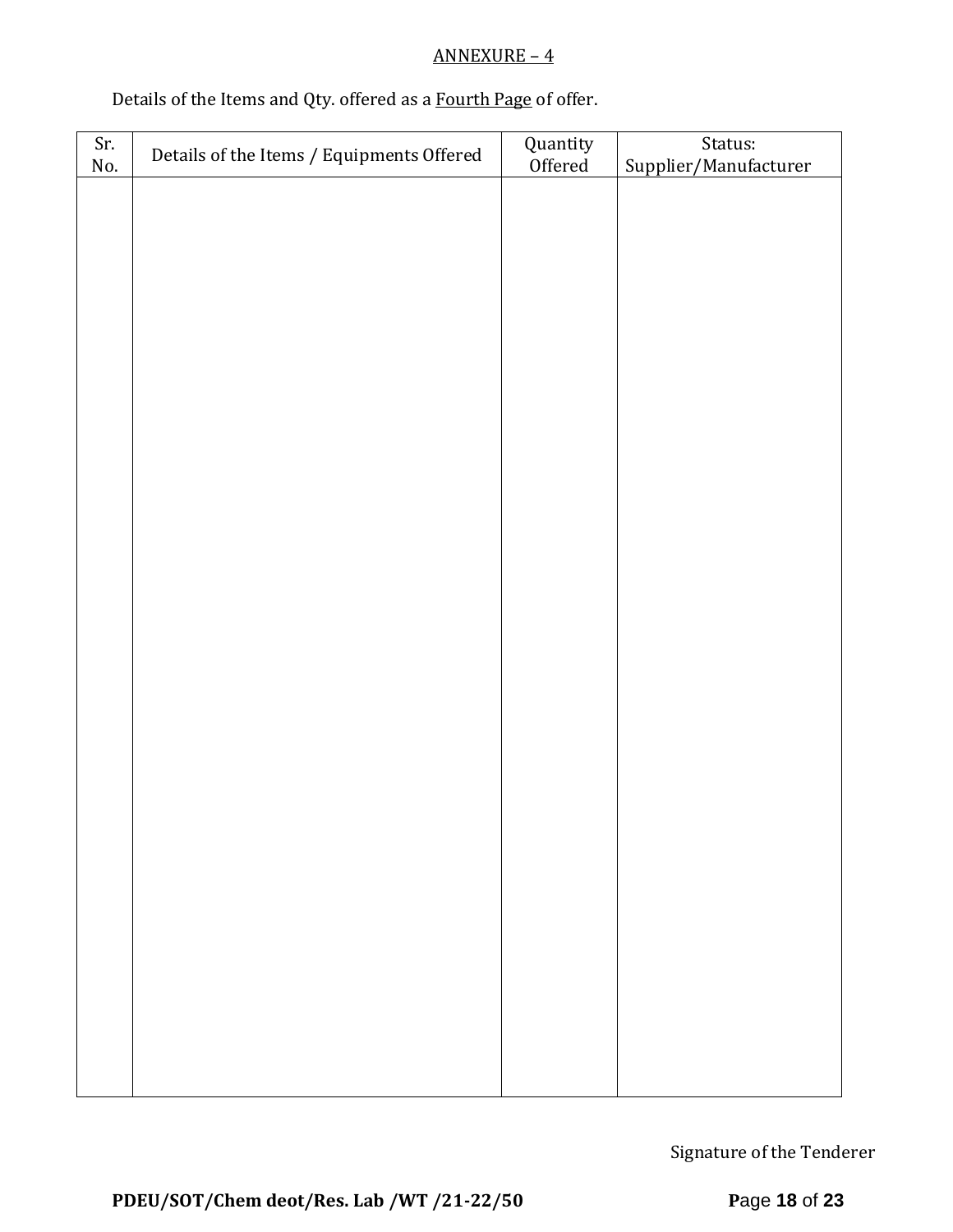<u>ANNEXURE – 4</u>

Details of the Items and Qty. offered as a <u>Fourth Page</u> of offer.

| Sr. No. | Details of the Items / Equipments Offered | Quantity Offered | Status: Supplier/Manufacturer |
|---|---|---|---|
| | | | |

Signature of the Tenderer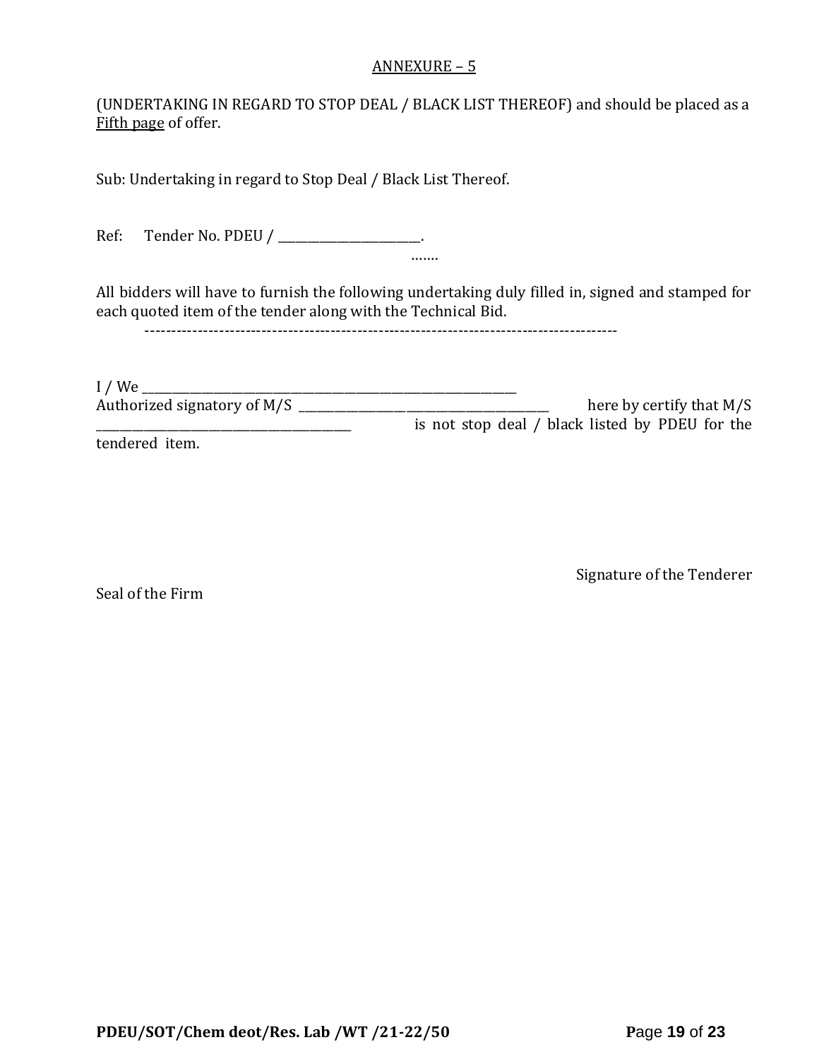ANNEXURE – 5

(UNDERTAKING IN REGARD TO STOP DEAL / BLACK LIST THEREOF) and should be placed as a Fifth page of offer.

Sub: Undertaking in regard to Stop Deal / Black List Thereof.

Ref: Tender No. PDEU / _______________________.

…….

All bidders will have to furnish the following undertaking duly filled in, signed and stamped for each quoted item of the tender along with the Technical Bid.

------------------------------------------------------------------------------------------

I / We _______________________________________________________________

Authorized signatory of M/S _________________________________________ here by certify that M/S _________________________________________ is not stop deal / black listed by PDEU for the tendered item.

Signature of the Tenderer

Seal of the Firm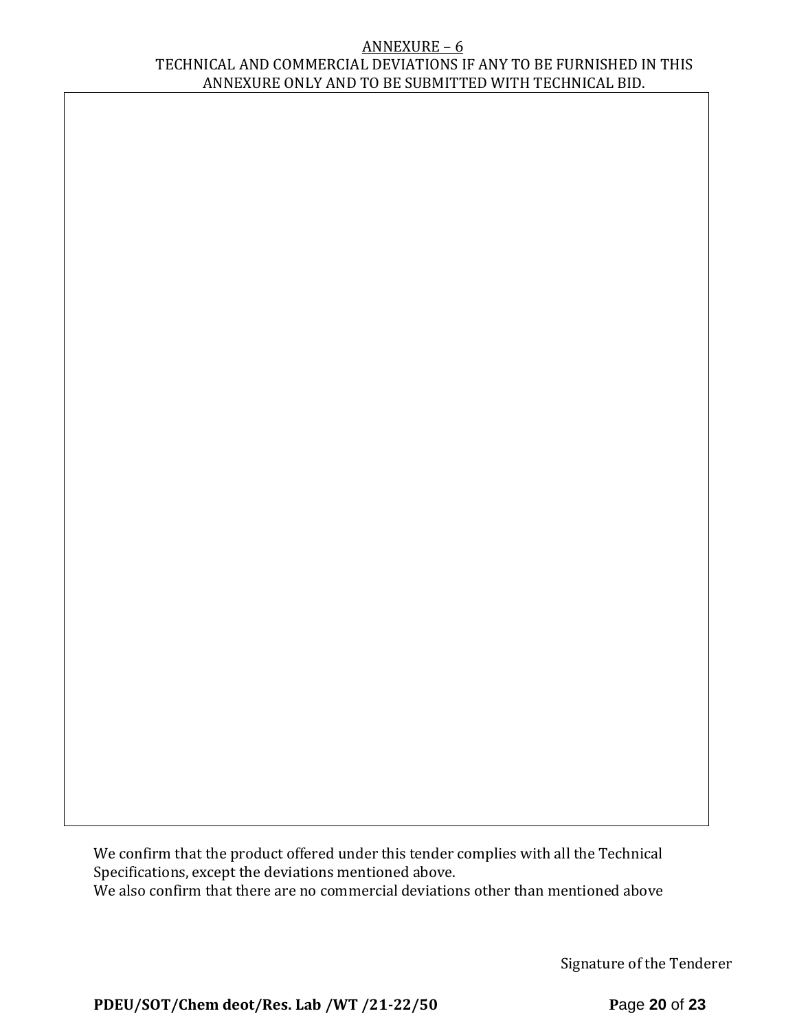## ANNEXURE – 6

TECHNICAL AND COMMERCIAL DEVIATIONS IF ANY TO BE FURNISHED IN THIS ANNEXURE ONLY AND TO BE SUBMITTED WITH TECHNICAL BID.

|   |
|---|
|   |

We confirm that the product offered under this tender complies with all the Technical Specifications, except the deviations mentioned above.

We also confirm that there are no commercial deviations other than mentioned above

Signature of the Tenderer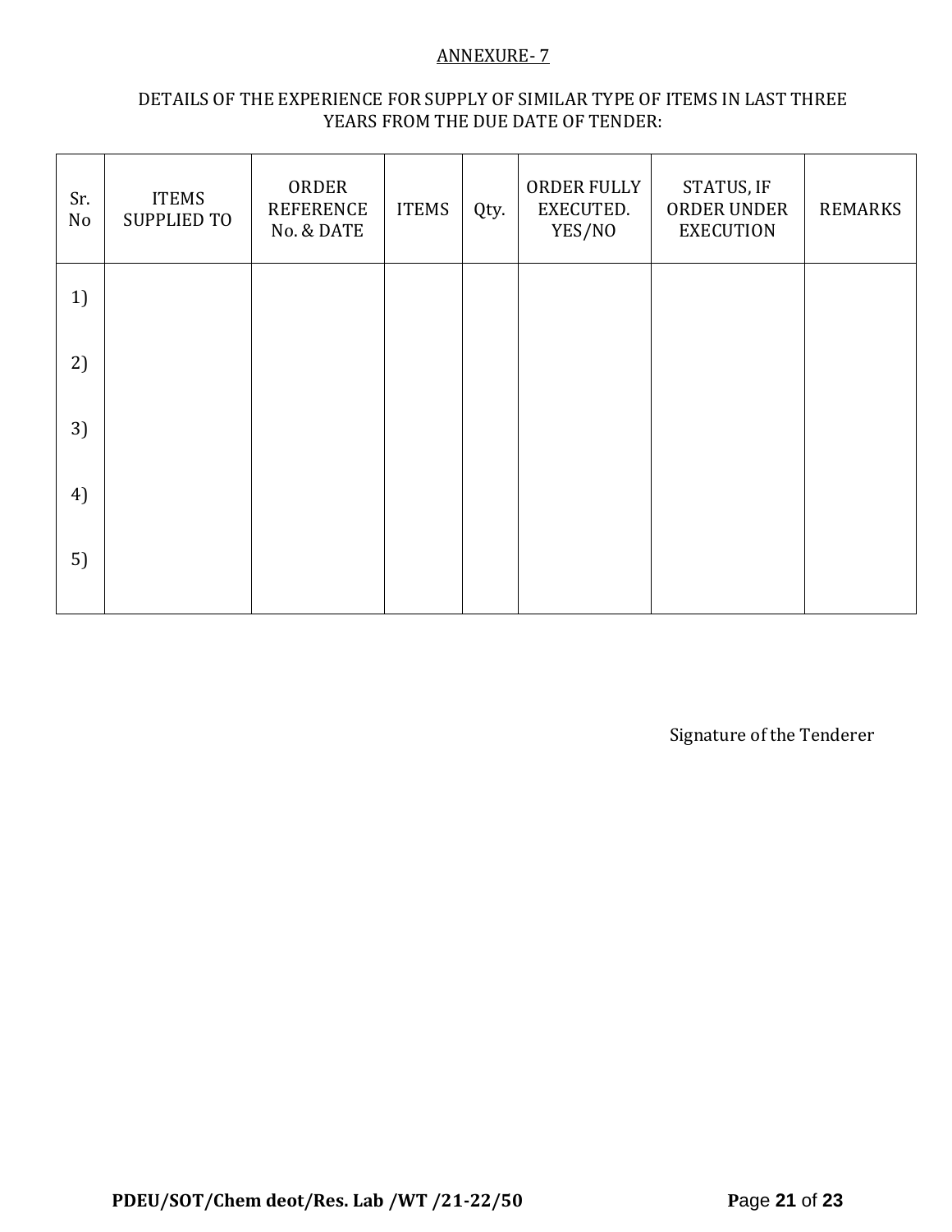ANNEXURE- 7

DETAILS OF THE EXPERIENCE FOR SUPPLY OF SIMILAR TYPE OF ITEMS IN LAST THREE YEARS FROM THE DUE DATE OF TENDER:

| Sr. No | ITEMS SUPPLIED TO | ORDER REFERENCE No. & DATE | ITEMS | Qty. | ORDER FULLY EXECUTED. YES/NO | STATUS, IF ORDER UNDER EXECUTION | REMARKS |
|---|---|---|---|---|---|---|---|
| 1) | | | | | | | |
| 2) | | | | | | | |
| 3) | | | | | | | |
| 4) | | | | | | | |
| 5) | | | | | | | |

Signature of the Tenderer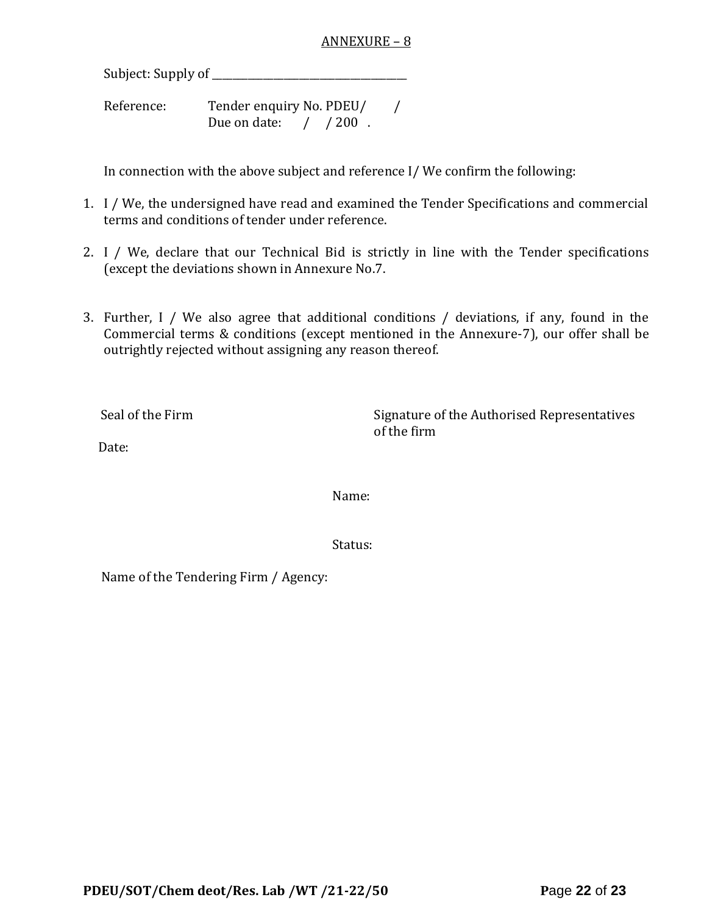## ANNEXURE – 8

Subject: Supply of \_\_\_\_\_\_\_\_\_\_\_\_\_\_\_\_\_\_\_\_\_\_\_\_\_\_\_\_\_\_\_\_\_\_\_\_

Reference: Tender enquiry No. PDEU/ /
Due on date: / / 200 .

In connection with the above subject and reference I/ We confirm the following:

1. I / We, the undersigned have read and examined the Tender Specifications and commercial terms and conditions of tender under reference.

2. I / We, declare that our Technical Bid is strictly in line with the Tender specifications (except the deviations shown in Annexure No.7.

3. Further, I / We also agree that additional conditions / deviations, if any, found in the Commercial terms & conditions (except mentioned in the Annexure-7), our offer shall be outrightly rejected without assigning any reason thereof.

Seal of the Firm

Signature of the Authorised Representatives of the firm

Date:

Name:

Status:

Name of the Tendering Firm / Agency: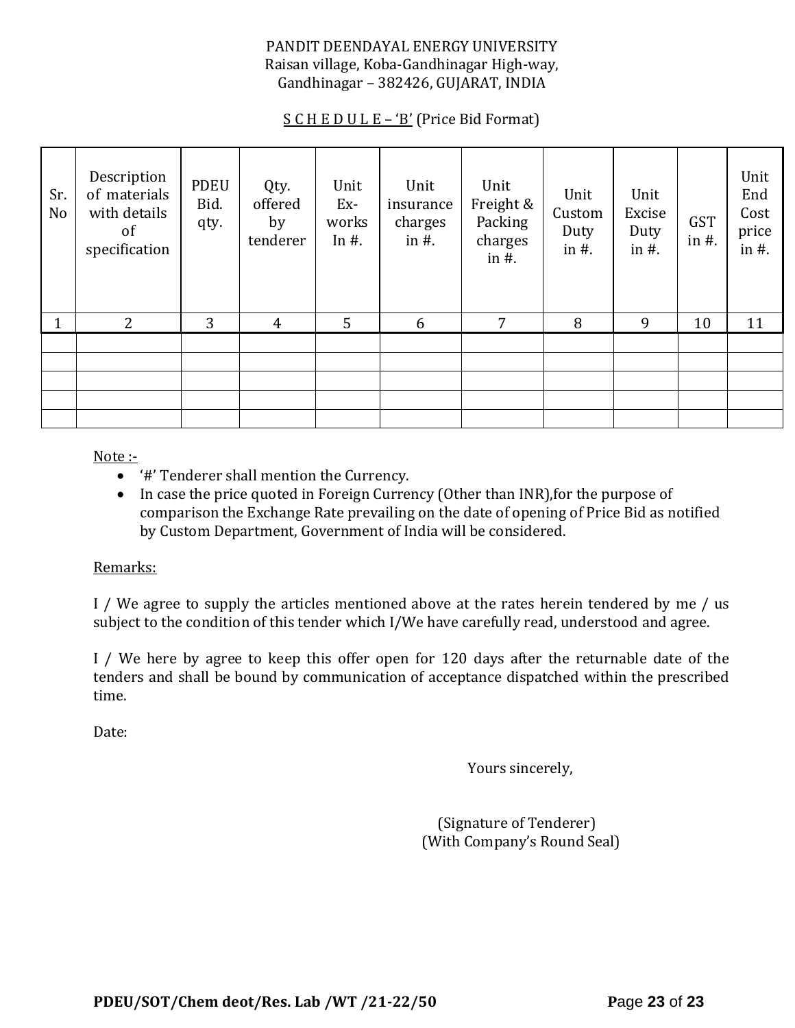PANDIT DEENDAYAL ENERGY UNIVERSITY
Raisan village, Koba-Gandhinagar High-way,
Gandhinagar – 382426, GUJARAT, INDIA

S C H E D U L E – 'B' (Price Bid Format)

| Sr. No | Description of materials with details of specification | PDEU Bid. qty. | Qty. offered by tenderer | Unit Ex-works In #. | Unit insurance charges in #. | Unit Freight & Packing charges in #. | Unit Custom Duty in #. | Unit Excise Duty in #. | GST in #. | Unit End Cost price in #. |
|---|---|---|---|---|---|---|---|---|---|---|
| 1 | 2 | 3 | 4 | 5 | 6 | 7 | 8 | 9 | 10 | 11 |
| | | | | | | | | | | |
| | | | | | | | | | | |
| | | | | | | | | | | |
| | | | | | | | | | | |
| | | | | | | | | | | |

Note :-

- '#' Tenderer shall mention the Currency.
- In case the price quoted in Foreign Currency (Other than INR),for the purpose of comparison the Exchange Rate prevailing on the date of opening of Price Bid as notified by Custom Department, Government of India will be considered.

Remarks:

I / We agree to supply the articles mentioned above at the rates herein tendered by me / us subject to the condition of this tender which I/We have carefully read, understood and agree.

I / We here by agree to keep this offer open for 120 days after the returnable date of the tenders and shall be bound by communication of acceptance dispatched within the prescribed time.

Date:

Yours sincerely,

(Signature of Tenderer)
(With Company's Round Seal)

PDEU/SOT/Chem deot/Res. Lab /WT /21-22/50